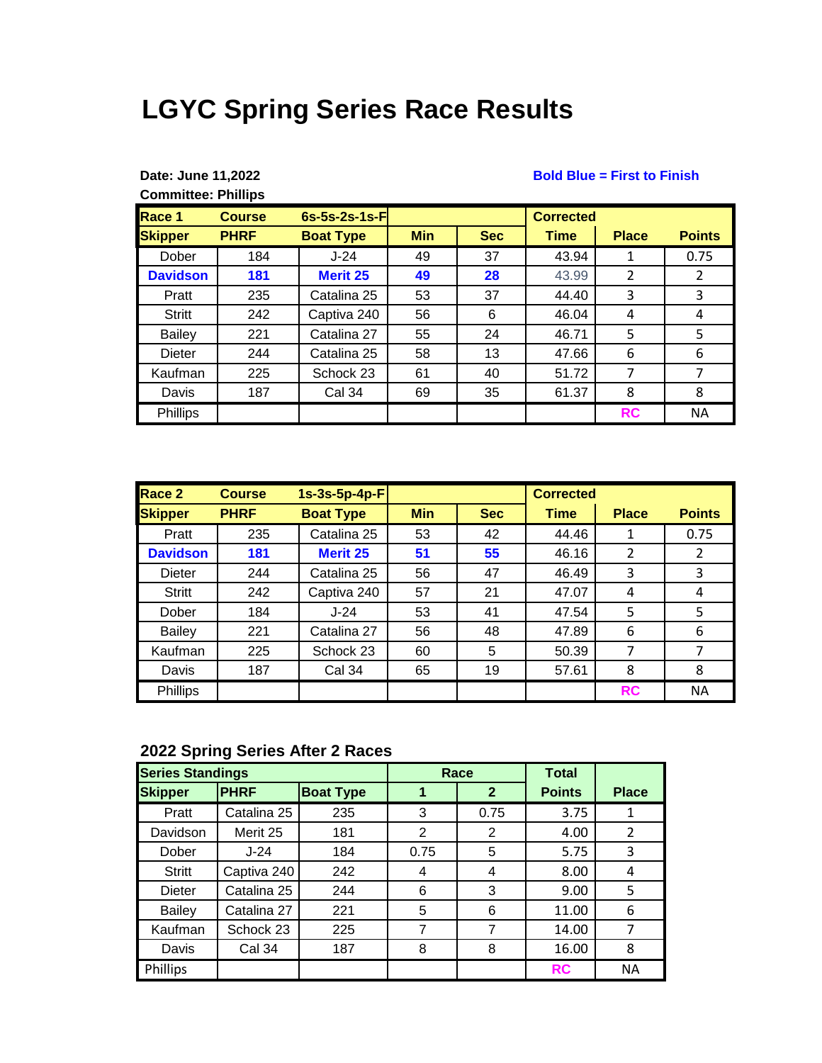# LGYC Spring Series Race Results

**Date: June 11,2022**

**Committee: Phillips**

**Bold Blue = First to Finish**

| Race 1 | Course | 6s-5s-2s-1s-F | | | Corrected | | |
|---|---|---|---|---|---|---|---|
| **Skipper** | **PHRF** | **Boat Type** | **Min** | **Sec** | **Time** | **Place** | **Points** |
| Dober | 184 | J-24 | 49 | 37 | 43.94 | 1 | 0.75 |
| **Davidson** | **181** | **Merit 25** | **49** | **28** | 43.99 | 2 | 2 |
| Pratt | 235 | Catalina 25 | 53 | 37 | 44.40 | 3 | 3 |
| Stritt | 242 | Captiva 240 | 56 | 6 | 46.04 | 4 | 4 |
| Bailey | 221 | Catalina 27 | 55 | 24 | 46.71 | 5 | 5 |
| Dieter | 244 | Catalina 25 | 58 | 13 | 47.66 | 6 | 6 |
| Kaufman | 225 | Schock 23 | 61 | 40 | 51.72 | 7 | 7 |
| Davis | 187 | Cal 34 | 69 | 35 | 61.37 | 8 | 8 |
| Phillips | | | | | | RC | NA |

| Race 2 | Course | 1s-3s-5p-4p-F | | | Corrected | | |
|---|---|---|---|---|---|---|---|
| **Skipper** | **PHRF** | **Boat Type** | **Min** | **Sec** | **Time** | **Place** | **Points** |
| Pratt | 235 | Catalina 25 | 53 | 42 | 44.46 | 1 | 0.75 |
| **Davidson** | **181** | **Merit 25** | **51** | **55** | 46.16 | 2 | 2 |
| Dieter | 244 | Catalina 25 | 56 | 47 | 46.49 | 3 | 3 |
| Stritt | 242 | Captiva 240 | 57 | 21 | 47.07 | 4 | 4 |
| Dober | 184 | J-24 | 53 | 41 | 47.54 | 5 | 5 |
| Bailey | 221 | Catalina 27 | 56 | 48 | 47.89 | 6 | 6 |
| Kaufman | 225 | Schock 23 | 60 | 5 | 50.39 | 7 | 7 |
| Davis | 187 | Cal 34 | 65 | 19 | 57.61 | 8 | 8 |
| Phillips | | | | | | RC | NA |

## 2022 Spring Series After 2 Races

| Series Standings | | | Race | | Total | |
|---|---|---|---|---|---|---|
| **Skipper** | **PHRF** | **Boat Type** | **1** | **2** | **Points** | **Place** |
| Pratt | Catalina 25 | 235 | 3 | 0.75 | 3.75 | 1 |
| Davidson | Merit 25 | 181 | 2 | 2 | 4.00 | 2 |
| Dober | J-24 | 184 | 0.75 | 5 | 5.75 | 3 |
| Stritt | Captiva 240 | 242 | 4 | 4 | 8.00 | 4 |
| Dieter | Catalina 25 | 244 | 6 | 3 | 9.00 | 5 |
| Bailey | Catalina 27 | 221 | 5 | 6 | 11.00 | 6 |
| Kaufman | Schock 23 | 225 | 7 | 7 | 14.00 | 7 |
| Davis | Cal 34 | 187 | 8 | 8 | 16.00 | 8 |
| Phillips | | | | | RC | NA |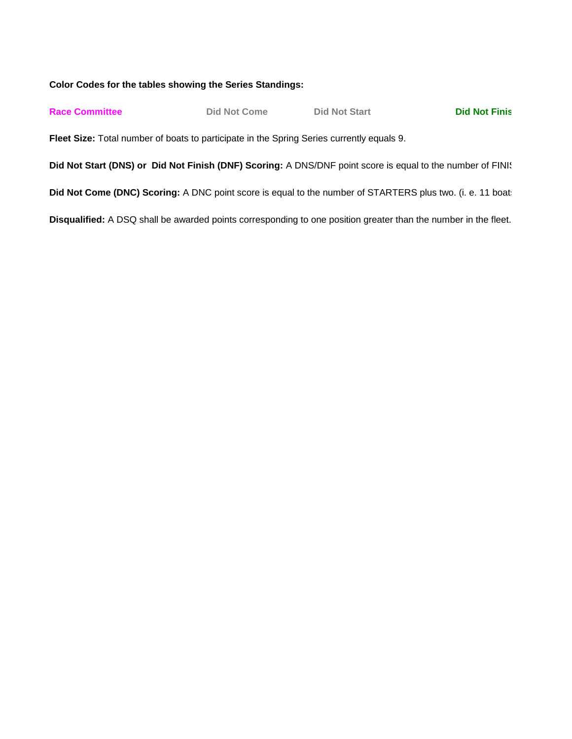**Color Codes for the tables showing the Series Standings:**

**Race Committee** **Did Not Come** **Did Not Start** **Did Not Finis**

**Fleet Size:** Total number of boats to participate in the Spring Series currently equals 9.

**Did Not Start (DNS) or Did Not Finish (DNF) Scoring:** A DNS/DNF point score is equal to the number of FINIS

**Did Not Come (DNC) Scoring:** A DNC point score is equal to the number of STARTERS plus two. (i. e. 11 boats

**Disqualified:** A DSQ shall be awarded points corresponding to one position greater than the number in the fleet.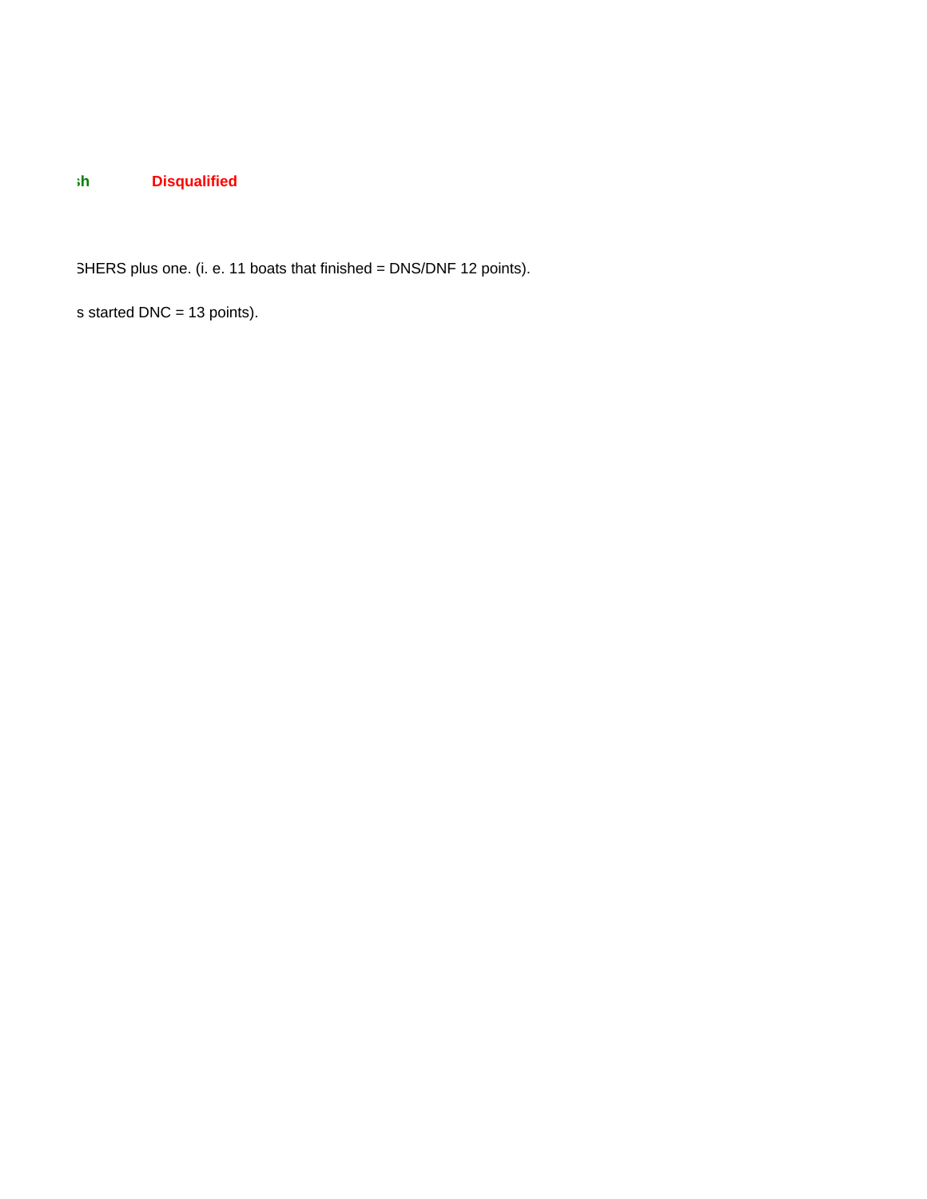**sh** **Disqualified**

SHERS plus one. (i. e. 11 boats that finished = DNS/DNF 12 points).

s started DNC = 13 points).